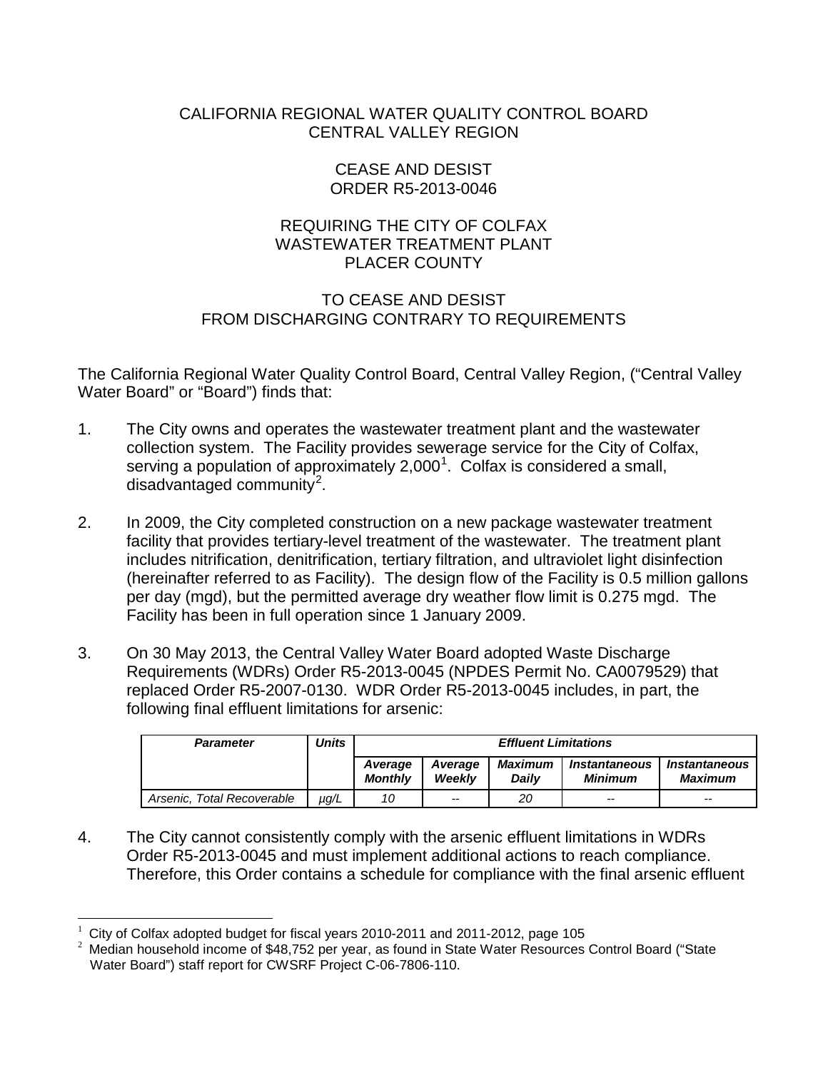CALIFORNIA REGIONAL WATER QUALITY CONTROL BOARD
CENTRAL VALLEY REGION

CEASE AND DESIST
ORDER R5-2013-0046

REQUIRING THE CITY OF COLFAX
WASTEWATER TREATMENT PLANT
PLACER COUNTY

TO CEASE AND DESIST
FROM DISCHARGING CONTRARY TO REQUIREMENTS

The California Regional Water Quality Control Board, Central Valley Region, ("Central Valley Water Board" or "Board") finds that:

1. The City owns and operates the wastewater treatment plant and the wastewater collection system. The Facility provides sewerage service for the City of Colfax, serving a population of approximately 2,000[1]. Colfax is considered a small, disadvantaged community[2].

2. In 2009, the City completed construction on a new package wastewater treatment facility that provides tertiary-level treatment of the wastewater. The treatment plant includes nitrification, denitrification, tertiary filtration, and ultraviolet light disinfection (hereinafter referred to as Facility). The design flow of the Facility is 0.5 million gallons per day (mgd), but the permitted average dry weather flow limit is 0.275 mgd. The Facility has been in full operation since 1 January 2009.

3. On 30 May 2013, the Central Valley Water Board adopted Waste Discharge Requirements (WDRs) Order R5-2013-0045 (NPDES Permit No. CA0079529) that replaced Order R5-2007-0130. WDR Order R5-2013-0045 includes, in part, the following final effluent limitations for arsenic:

| *Parameter* | *Units* | *Effluent Limitations* | | | | |
|---|---|---|---|---|---|---|
| | | *Average Monthly* | *Average Weekly* | *Maximum Daily* | *Instantaneous Minimum* | *Instantaneous Maximum* |
| *Arsenic, Total Recoverable* | *µg/L* | *10* | *--* | *20* | *--* | *--* |

4. The City cannot consistently comply with the arsenic effluent limitations in WDRs Order R5-2013-0045 and must implement additional actions to reach compliance. Therefore, this Order contains a schedule for compliance with the final arsenic effluent

[1] City of Colfax adopted budget for fiscal years 2010-2011 and 2011-2012, page 105

[2] Median household income of $48,752 per year, as found in State Water Resources Control Board ("State Water Board") staff report for CWSRF Project C-06-7806-110.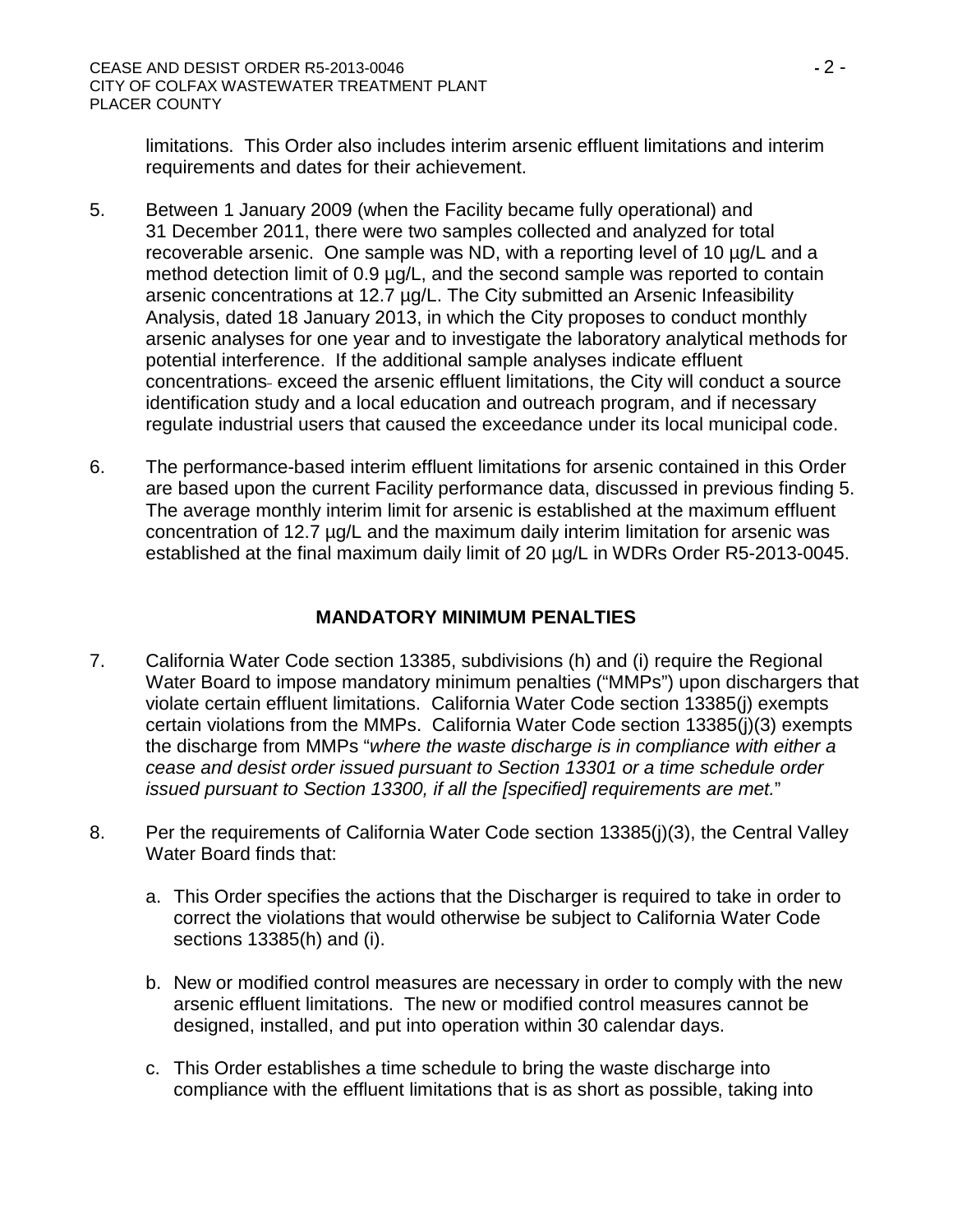limitations. This Order also includes interim arsenic effluent limitations and interim requirements and dates for their achievement.

5. Between 1 January 2009 (when the Facility became fully operational) and 31 December 2011, there were two samples collected and analyzed for total recoverable arsenic. One sample was ND, with a reporting level of 10 µg/L and a method detection limit of 0.9 µg/L, and the second sample was reported to contain arsenic concentrations at 12.7 µg/L. The City submitted an Arsenic Infeasibility Analysis, dated 18 January 2013, in which the City proposes to conduct monthly arsenic analyses for one year and to investigate the laboratory analytical methods for potential interference. If the additional sample analyses indicate effluent concentrations exceed the arsenic effluent limitations, the City will conduct a source identification study and a local education and outreach program, and if necessary regulate industrial users that caused the exceedance under its local municipal code.

6. The performance-based interim effluent limitations for arsenic contained in this Order are based upon the current Facility performance data, discussed in previous finding 5. The average monthly interim limit for arsenic is established at the maximum effluent concentration of 12.7 µg/L and the maximum daily interim limitation for arsenic was established at the final maximum daily limit of 20 µg/L in WDRs Order R5-2013-0045.

## MANDATORY MINIMUM PENALTIES

7. California Water Code section 13385, subdivisions (h) and (i) require the Regional Water Board to impose mandatory minimum penalties ("MMPs") upon dischargers that violate certain effluent limitations. California Water Code section 13385(j) exempts certain violations from the MMPs. California Water Code section 13385(j)(3) exempts the discharge from MMPs "*where the waste discharge is in compliance with either a cease and desist order issued pursuant to Section 13301 or a time schedule order issued pursuant to Section 13300, if all the [specified] requirements are met.*"

8. Per the requirements of California Water Code section 13385(j)(3), the Central Valley Water Board finds that:

   a. This Order specifies the actions that the Discharger is required to take in order to correct the violations that would otherwise be subject to California Water Code sections 13385(h) and (i).

   b. New or modified control measures are necessary in order to comply with the new arsenic effluent limitations. The new or modified control measures cannot be designed, installed, and put into operation within 30 calendar days.

   c. This Order establishes a time schedule to bring the waste discharge into compliance with the effluent limitations that is as short as possible, taking into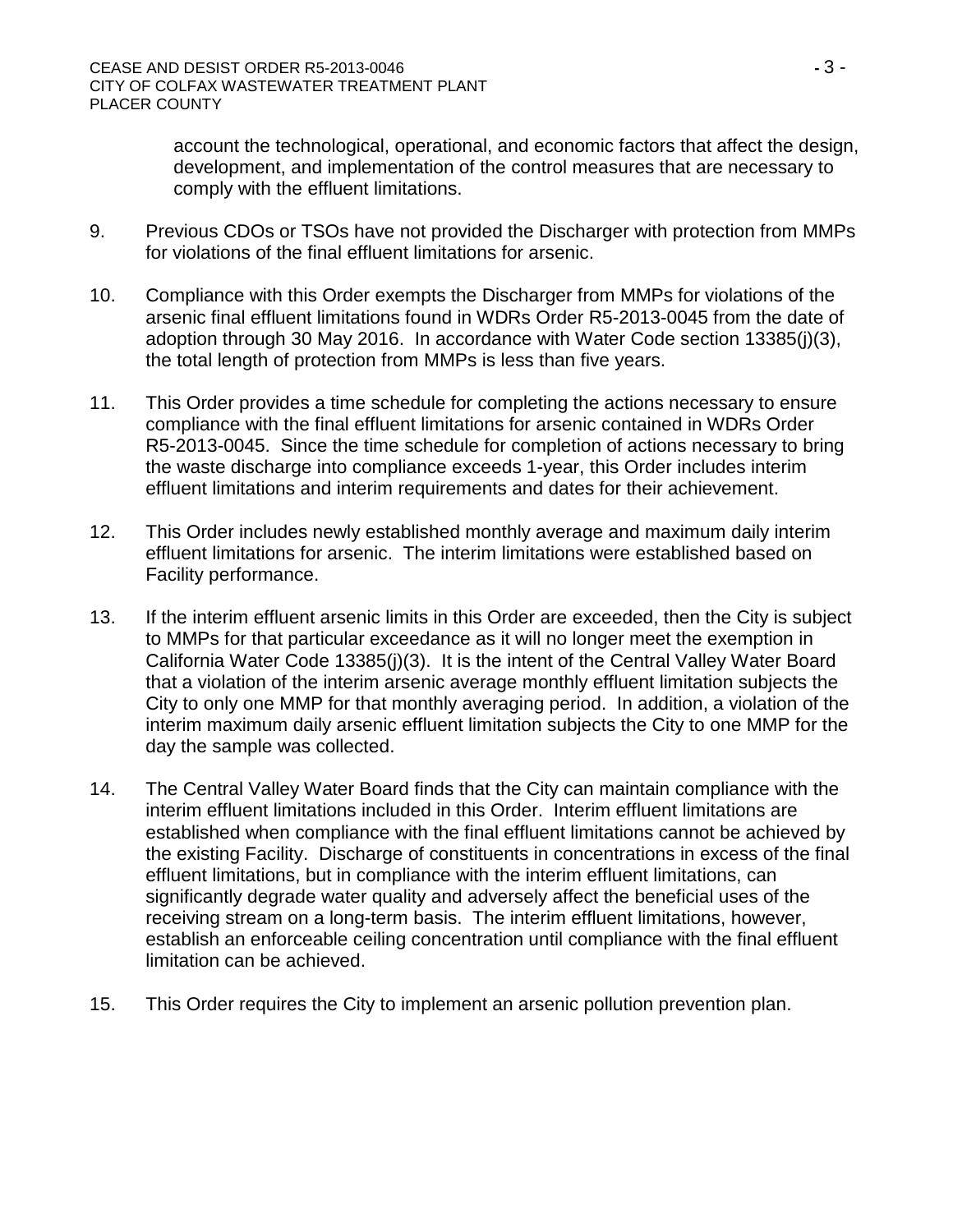account the technological, operational, and economic factors that affect the design, development, and implementation of the control measures that are necessary to comply with the effluent limitations.

9. Previous CDOs or TSOs have not provided the Discharger with protection from MMPs for violations of the final effluent limitations for arsenic.

10. Compliance with this Order exempts the Discharger from MMPs for violations of the arsenic final effluent limitations found in WDRs Order R5-2013-0045 from the date of adoption through 30 May 2016. In accordance with Water Code section 13385(j)(3), the total length of protection from MMPs is less than five years.

11. This Order provides a time schedule for completing the actions necessary to ensure compliance with the final effluent limitations for arsenic contained in WDRs Order R5-2013-0045. Since the time schedule for completion of actions necessary to bring the waste discharge into compliance exceeds 1-year, this Order includes interim effluent limitations and interim requirements and dates for their achievement.

12. This Order includes newly established monthly average and maximum daily interim effluent limitations for arsenic. The interim limitations were established based on Facility performance.

13. If the interim effluent arsenic limits in this Order are exceeded, then the City is subject to MMPs for that particular exceedance as it will no longer meet the exemption in California Water Code 13385(j)(3). It is the intent of the Central Valley Water Board that a violation of the interim arsenic average monthly effluent limitation subjects the City to only one MMP for that monthly averaging period. In addition, a violation of the interim maximum daily arsenic effluent limitation subjects the City to one MMP for the day the sample was collected.

14. The Central Valley Water Board finds that the City can maintain compliance with the interim effluent limitations included in this Order. Interim effluent limitations are established when compliance with the final effluent limitations cannot be achieved by the existing Facility. Discharge of constituents in concentrations in excess of the final effluent limitations, but in compliance with the interim effluent limitations, can significantly degrade water quality and adversely affect the beneficial uses of the receiving stream on a long-term basis. The interim effluent limitations, however, establish an enforceable ceiling concentration until compliance with the final effluent limitation can be achieved.

15. This Order requires the City to implement an arsenic pollution prevention plan.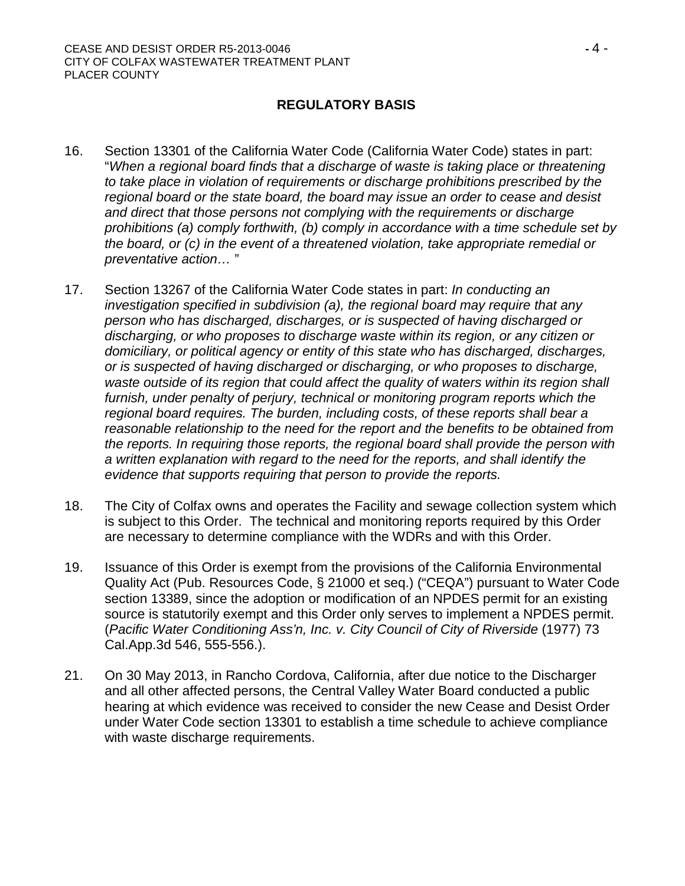## REGULATORY BASIS

16. Section 13301 of the California Water Code (California Water Code) states in part: "*When a regional board finds that a discharge of waste is taking place or threatening to take place in violation of requirements or discharge prohibitions prescribed by the regional board or the state board, the board may issue an order to cease and desist and direct that those persons not complying with the requirements or discharge prohibitions (a) comply forthwith, (b) comply in accordance with a time schedule set by the board, or (c) in the event of a threatened violation, take appropriate remedial or preventative action…* "

17. Section 13267 of the California Water Code states in part: *In conducting an investigation specified in subdivision (a), the regional board may require that any person who has discharged, discharges, or is suspected of having discharged or discharging, or who proposes to discharge waste within its region, or any citizen or domiciliary, or political agency or entity of this state who has discharged, discharges, or is suspected of having discharged or discharging, or who proposes to discharge, waste outside of its region that could affect the quality of waters within its region shall furnish, under penalty of perjury, technical or monitoring program reports which the regional board requires. The burden, including costs, of these reports shall bear a reasonable relationship to the need for the report and the benefits to be obtained from the reports. In requiring those reports, the regional board shall provide the person with a written explanation with regard to the need for the reports, and shall identify the evidence that supports requiring that person to provide the reports.*

18. The City of Colfax owns and operates the Facility and sewage collection system which is subject to this Order. The technical and monitoring reports required by this Order are necessary to determine compliance with the WDRs and with this Order.

19. Issuance of this Order is exempt from the provisions of the California Environmental Quality Act (Pub. Resources Code, § 21000 et seq.) ("CEQA") pursuant to Water Code section 13389, since the adoption or modification of an NPDES permit for an existing source is statutorily exempt and this Order only serves to implement a NPDES permit. (*Pacific Water Conditioning Ass'n, Inc. v. City Council of City of Riverside* (1977) 73 Cal.App.3d 546, 555-556.).

21. On 30 May 2013, in Rancho Cordova, California, after due notice to the Discharger and all other affected persons, the Central Valley Water Board conducted a public hearing at which evidence was received to consider the new Cease and Desist Order under Water Code section 13301 to establish a time schedule to achieve compliance with waste discharge requirements.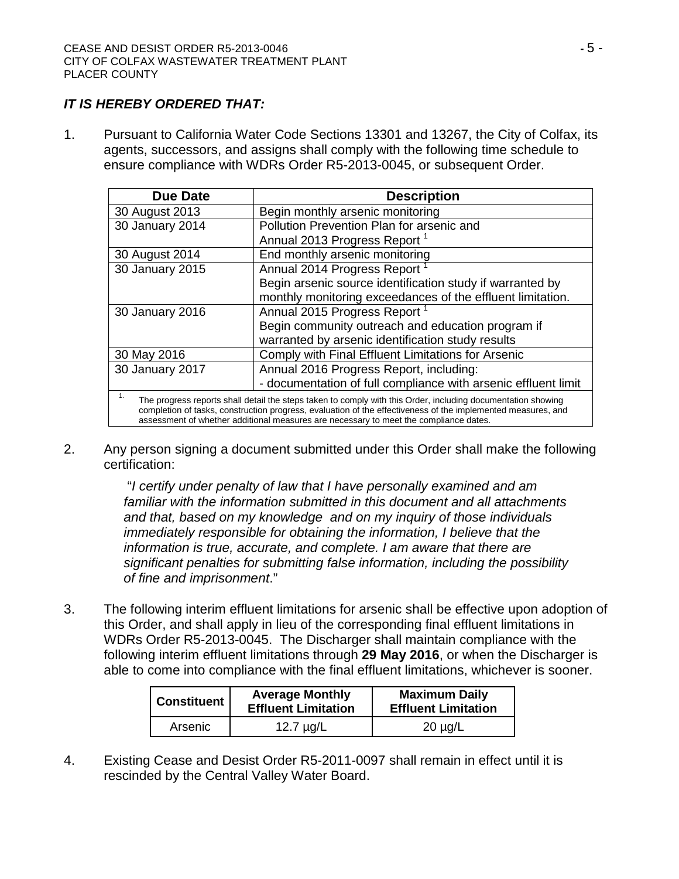***IT IS HEREBY ORDERED THAT:***

1. Pursuant to California Water Code Sections 13301 and 13267, the City of Colfax, its agents, successors, and assigns shall comply with the following time schedule to ensure compliance with WDRs Order R5-2013-0045, or subsequent Order.

| Due Date | Description |
|---|---|
| 30 August 2013 | Begin monthly arsenic monitoring |
| 30 January 2014 | Pollution Prevention Plan for arsenic and<br>Annual 2013 Progress Report [1] |
| 30 August 2014 | End monthly arsenic monitoring |
| 30 January 2015 | Annual 2014 Progress Report [1]<br>Begin arsenic source identification study if warranted by monthly monitoring exceedances of the effluent limitation. |
| 30 January 2016 | Annual 2015 Progress Report [1]<br>Begin community outreach and education program if warranted by arsenic identification study results |
| 30 May 2016 | Comply with Final Effluent Limitations for Arsenic |
| 30 January 2017 | Annual 2016 Progress Report, including:<br>- documentation of full compliance with arsenic effluent limit |

[1] The progress reports shall detail the steps taken to comply with this Order, including documentation showing completion of tasks, construction progress, evaluation of the effectiveness of the implemented measures, and assessment of whether additional measures are necessary to meet the compliance dates.

2. Any person signing a document submitted under this Order shall make the following certification:

   "*I certify under penalty of law that I have personally examined and am familiar with the information submitted in this document and all attachments and that, based on my knowledge and on my inquiry of those individuals immediately responsible for obtaining the information, I believe that the information is true, accurate, and complete. I am aware that there are significant penalties for submitting false information, including the possibility of fine and imprisonment*."

3. The following interim effluent limitations for arsenic shall be effective upon adoption of this Order, and shall apply in lieu of the corresponding final effluent limitations in WDRs Order R5-2013-0045. The Discharger shall maintain compliance with the following interim effluent limitations through **29 May 2016**, or when the Discharger is able to come into compliance with the final effluent limitations, whichever is sooner.

| Constituent | Average Monthly Effluent Limitation | Maximum Daily Effluent Limitation |
|---|---|---|
| Arsenic | 12.7 µg/L | 20 µg/L |

4. Existing Cease and Desist Order R5-2011-0097 shall remain in effect until it is rescinded by the Central Valley Water Board.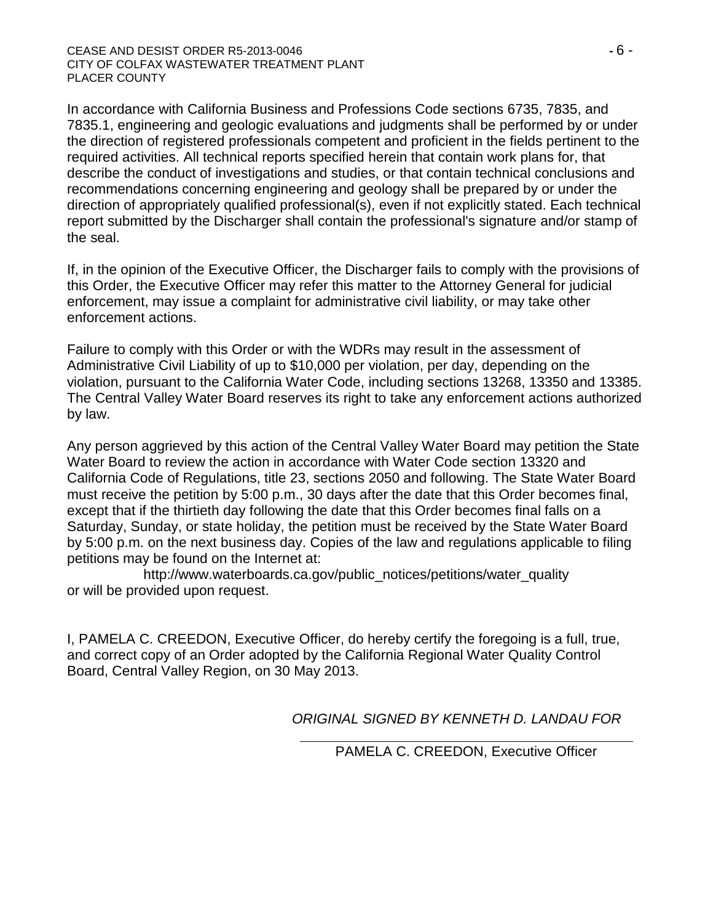In accordance with California Business and Professions Code sections 6735, 7835, and 7835.1, engineering and geologic evaluations and judgments shall be performed by or under the direction of registered professionals competent and proficient in the fields pertinent to the required activities. All technical reports specified herein that contain work plans for, that describe the conduct of investigations and studies, or that contain technical conclusions and recommendations concerning engineering and geology shall be prepared by or under the direction of appropriately qualified professional(s), even if not explicitly stated. Each technical report submitted by the Discharger shall contain the professional's signature and/or stamp of the seal.

If, in the opinion of the Executive Officer, the Discharger fails to comply with the provisions of this Order, the Executive Officer may refer this matter to the Attorney General for judicial enforcement, may issue a complaint for administrative civil liability, or may take other enforcement actions.

Failure to comply with this Order or with the WDRs may result in the assessment of Administrative Civil Liability of up to $10,000 per violation, per day, depending on the violation, pursuant to the California Water Code, including sections 13268, 13350 and 13385. The Central Valley Water Board reserves its right to take any enforcement actions authorized by law.

Any person aggrieved by this action of the Central Valley Water Board may petition the State Water Board to review the action in accordance with Water Code section 13320 and California Code of Regulations, title 23, sections 2050 and following. The State Water Board must receive the petition by 5:00 p.m., 30 days after the date that this Order becomes final, except that if the thirtieth day following the date that this Order becomes final falls on a Saturday, Sunday, or state holiday, the petition must be received by the State Water Board by 5:00 p.m. on the next business day. Copies of the law and regulations applicable to filing petitions may be found on the Internet at:

http://www.waterboards.ca.gov/public_notices/petitions/water_quality

or will be provided upon request.

I, PAMELA C. CREEDON, Executive Officer, do hereby certify the foregoing is a full, true, and correct copy of an Order adopted by the California Regional Water Quality Control Board, Central Valley Region, on 30 May 2013.

*ORIGINAL SIGNED BY KENNETH D. LANDAU FOR*

PAMELA C. CREEDON, Executive Officer